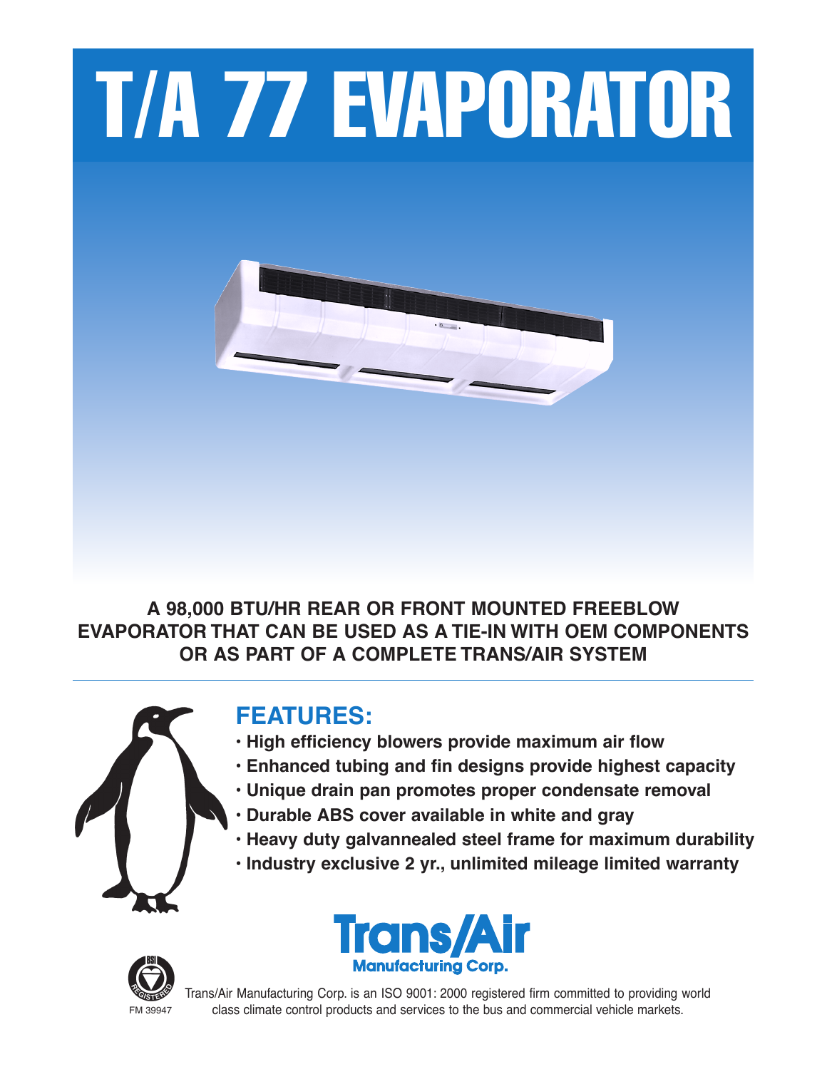# T/A 77 EVAPORATOR

**A 98,000 BTU/HR REAR OR FRONT MOUNTED FREEBLOW EVAPORATOR THAT CAN BE USED AS A TIE-IN WITH OEM COMPONENTS OR AS PART OF A COMPLETE TRANS/AIR SYSTEM**

## FEATURES:

- **High efficiency blowers provide maximum air flow**
- **Enhanced tubing and fin designs provide highest capacity**
- **Unique drain pan promotes proper condensate removal**
- **Durable ABS cover available in white and gray**
- **Heavy duty galvannealed steel frame for maximum durability**
- **Industry exclusive 2 yr., unlimited mileage limited warranty**

**Trans/Air Manufacturing Corp.**

BSI REGISTERED FM 39947

Trans/Air Manufacturing Corp. is an ISO 9001: 2000 registered firm committed to providing world class climate control products and services to the bus and commercial vehicle markets.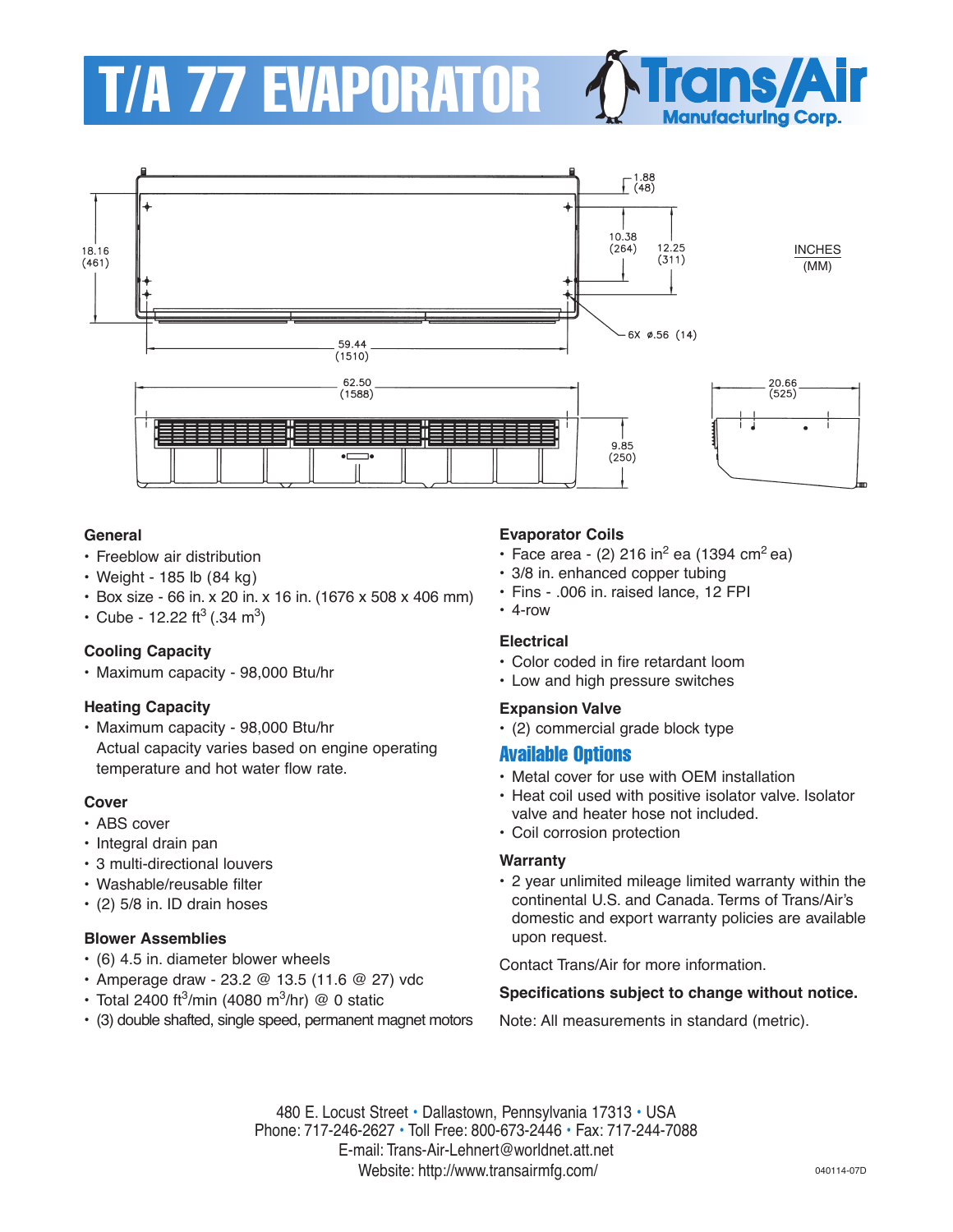# T/A 77 EVAPORATOR

Trans/Air Manufacturing Corp.

1.88
(48)

10.38
(264)

12.25
(311)

18.16
(461)

INCHES
(MM)

6X ø.56 (14)

59.44
(1510)

62.50
(1588)

9.85
(250)

20.66
(525)

### General

- Freeblow air distribution
- Weight - 185 lb (84 kg)
- Box size - 66 in. x 20 in. x 16 in. (1676 x 508 x 406 mm)
- Cube - 12.22 $ft^3$ (.34 $m^3$)

### Cooling Capacity

- Maximum capacity - 98,000 Btu/hr

### Heating Capacity

- Maximum capacity - 98,000 Btu/hr
  Actual capacity varies based on engine operating temperature and hot water flow rate.

### Cover

- ABS cover
- Integral drain pan
- 3 multi-directional louvers
- Washable/reusable filter
- (2) 5/8 in. ID drain hoses

### Blower Assemblies

- (6) 4.5 in. diameter blower wheels
- Amperage draw - 23.2 @ 13.5 (11.6 @ 27) vdc
- Total 2400 $ft^3$/min (4080 $m^3$/hr) @ 0 static
- (3) double shafted, single speed, permanent magnet motors

### Evaporator Coils

- Face area - (2) 216 $in^2$ ea (1394 $cm^2$ ea)
- 3/8 in. enhanced copper tubing
- Fins - .006 in. raised lance, 12 FPI
- 4-row

### Electrical

- Color coded in fire retardant loom
- Low and high pressure switches

### Expansion Valve

- (2) commercial grade block type

## Available Options

- Metal cover for use with OEM installation
- Heat coil used with positive isolator valve. Isolator valve and heater hose not included.
- Coil corrosion protection

### Warranty

- 2 year unlimited mileage limited warranty within the continental U.S. and Canada. Terms of Trans/Air's domestic and export warranty policies are available upon request.

Contact Trans/Air for more information.

**Specifications subject to change without notice.**

Note: All measurements in standard (metric).

480 E. Locust Street • Dallastown, Pennsylvania 17313 • USA
Phone: 717-246-2627 • Toll Free: 800-673-2446 • Fax: 717-244-7088
E-mail: Trans-Air-Lehnert@worldnet.att.net
Website: http://www.transairmfg.com/

040114-07D